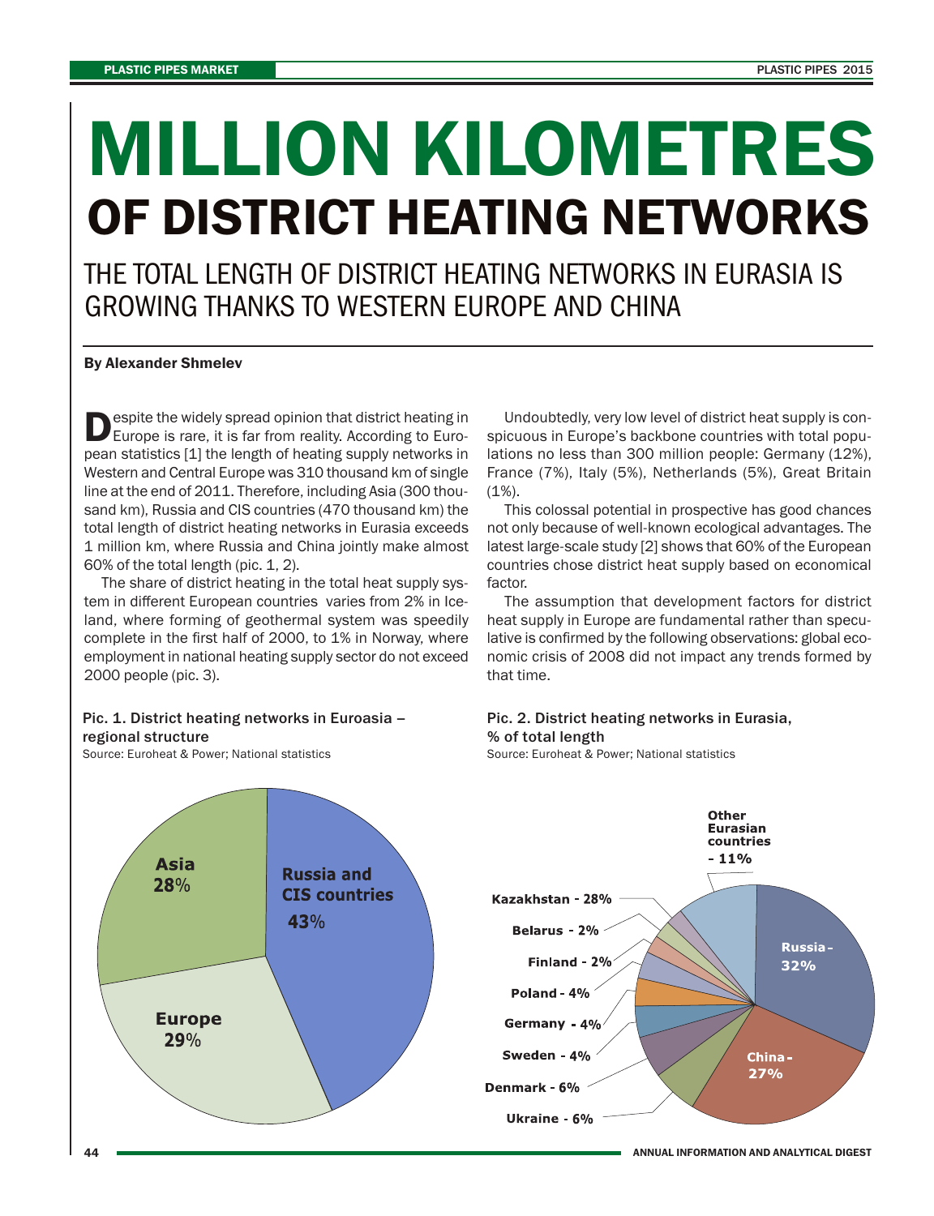# MILLION KILOMETRES
# OF DISTRICT HEATING NETWORKS

## THE TOTAL LENGTH OF DISTRICT HEATING NETWORKS IN EURASIA IS GROWING THANKS TO WESTERN EUROPE AND CHINA

**By Alexander Shmelev**

Despite the widely spread opinion that district heating in Europe is rare, it is far from reality. According to European statistics [1] the length of heating supply networks in Western and Central Europe was 310 thousand km of single line at the end of 2011. Therefore, including Asia (300 thousand km), Russia and CIS countries (470 thousand km) the total length of district heating networks in Eurasia exceeds 1 million km, where Russia and China jointly make almost 60% of the total length (pic. 1, 2).

The share of district heating in the total heat supply system in different European countries varies from 2% in Iceland, where forming of geothermal system was speedily complete in the first half of 2000, to 1% in Norway, where employment in national heating supply sector do not exceed 2000 people (pic. 3).

Undoubtedly, very low level of district heat supply is conspicuous in Europe's backbone countries with total populations no less than 300 million people: Germany (12%), France (7%), Italy (5%), Netherlands (5%), Great Britain (1%).

This colossal potential in prospective has good chances not only because of well-known ecological advantages. The latest large-scale study [2] shows that 60% of the European countries chose district heat supply based on economical factor.

The assumption that development factors for district heat supply in Europe are fundamental rather than speculative is confirmed by the following observations: global economic crisis of 2008 did not impact any trends formed by that time.

Pic. 1. District heating networks in Euroasia – regional structure
Source: Euroheat & Power; National statistics

Asia 28%
Russia and CIS countries 43%
Europe 29%

Pic. 2. District heating networks in Eurasia, % of total length
Source: Euroheat & Power; National statistics

Other Eurasian countries - 11%
Kazakhstan - 28%
Belarus - 2%
Finland - 2%
Poland - 4%
Germany - 4%
Sweden - 4%
Denmark - 6%
Ukraine - 6%
Russia - 32%
China - 27%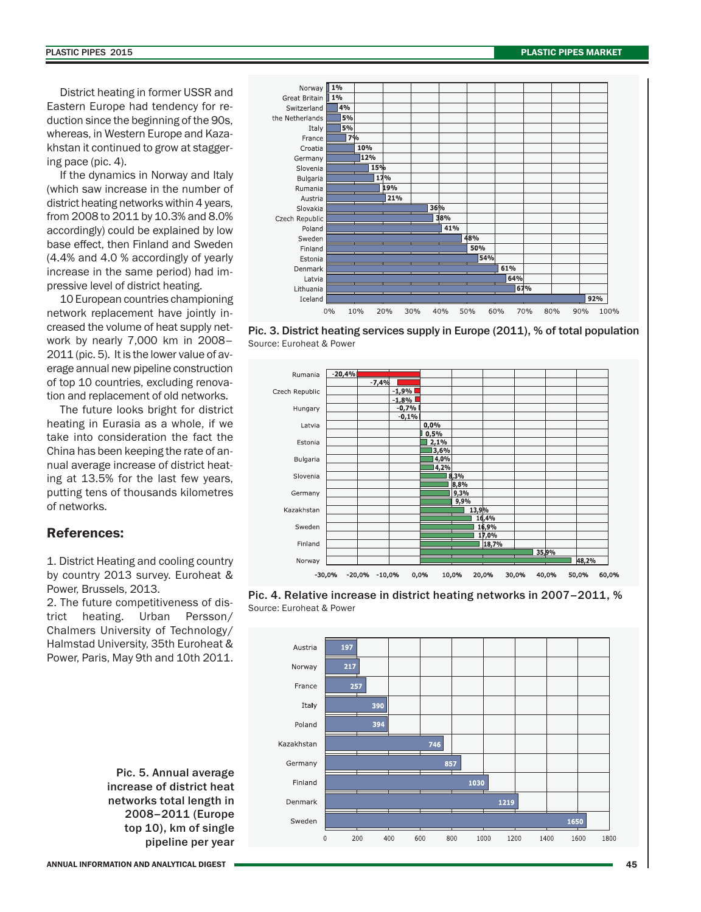District heating in former USSR and Eastern Europe had tendency for reduction since the beginning of the 90s, whereas, in Western Europe and Kazakhstan it continued to grow at staggering pace (pic. 4).

If the dynamics in Norway and Italy (which saw increase in the number of district heating networks within 4 years, from 2008 to 2011 by 10.3% and 8.0% accordingly) could be explained by low base effect, then Finland and Sweden (4.4% and 4.0 % accordingly of yearly increase in the same period) had impressive level of district heating.

10 European countries championing network replacement have jointly increased the volume of heat supply network by nearly 7,000 km in 2008–2011 (pic. 5). It is the lower value of average annual new pipeline construction of top 10 countries, excluding renovation and replacement of old networks.

The future looks bright for district heating in Eurasia as a whole, if we take into consideration the fact the China has been keeping the rate of annual average increase of district heating at 13.5% for the last few years, putting tens of thousands kilometres of networks.

## References:

1. District Heating and cooling country by country 2013 survey. Euroheat & Power, Brussels, 2013.
2. The future competitiveness of district heating. Urban Persson/ Chalmers University of Technology/ Halmstad University, 35th Euroheat & Power, Paris, May 9th and 10th 2011.

Norway 1%
Great Britain 1%
Switzerland 4%
the Netherlands 5%
Italy 5%
France 7%
Croatia 10%
Germany 12%
Slovenia 15%
Bulgaria 17%
Rumania 19%
Austria 21%
Slovakia 36%
Czech Republic 38%
Poland 41%
Sweden 48%
Finland 50%
Estonia 54%
Denmark 61%
Latvia 64%
Lithuania 67%
Iceland 92%
0% 10% 20% 30% 40% 50% 60% 70% 80% 90% 100%

**Pic. 3. District heating services supply in Europe (2011), % of total population**
Source: Euroheat & Power

Rumania, Czech Republic, Hungary, Latvia, Estonia, Bulgaria, Slovenia, Germany, Kazakhstan, Sweden, Finland, Norway
-20,4% -7,4% -1,9% -1,8% -0,7% -0,1% 0,0% 0,5% 2,1% 3,6% 4,0% 4,2% 8,3% 8,8% 9,3% 9,9% 13,9% 16,4% 16,9% 17,0% 18,7% 35,9% 48,2%
-30,0% -20,0% -10,0% 0,0% 10,0% 20,0% 30,0% 40,0% 50,0% 60,0%

**Pic. 4. Relative increase in district heating networks in 2007–2011, %**
Source: Euroheat & Power

Austria 197
Norway 217
France 257
Italy 390
Poland 394
Kazakhstan 746
Germany 857
Finland 1030
Denmark 1219
Sweden 1650
0 200 400 600 800 1000 1200 1400 1600 1800

**Pic. 5. Annual average increase of district heat networks total length in 2008–2011 (Europe top 10), km of single pipeline per year**